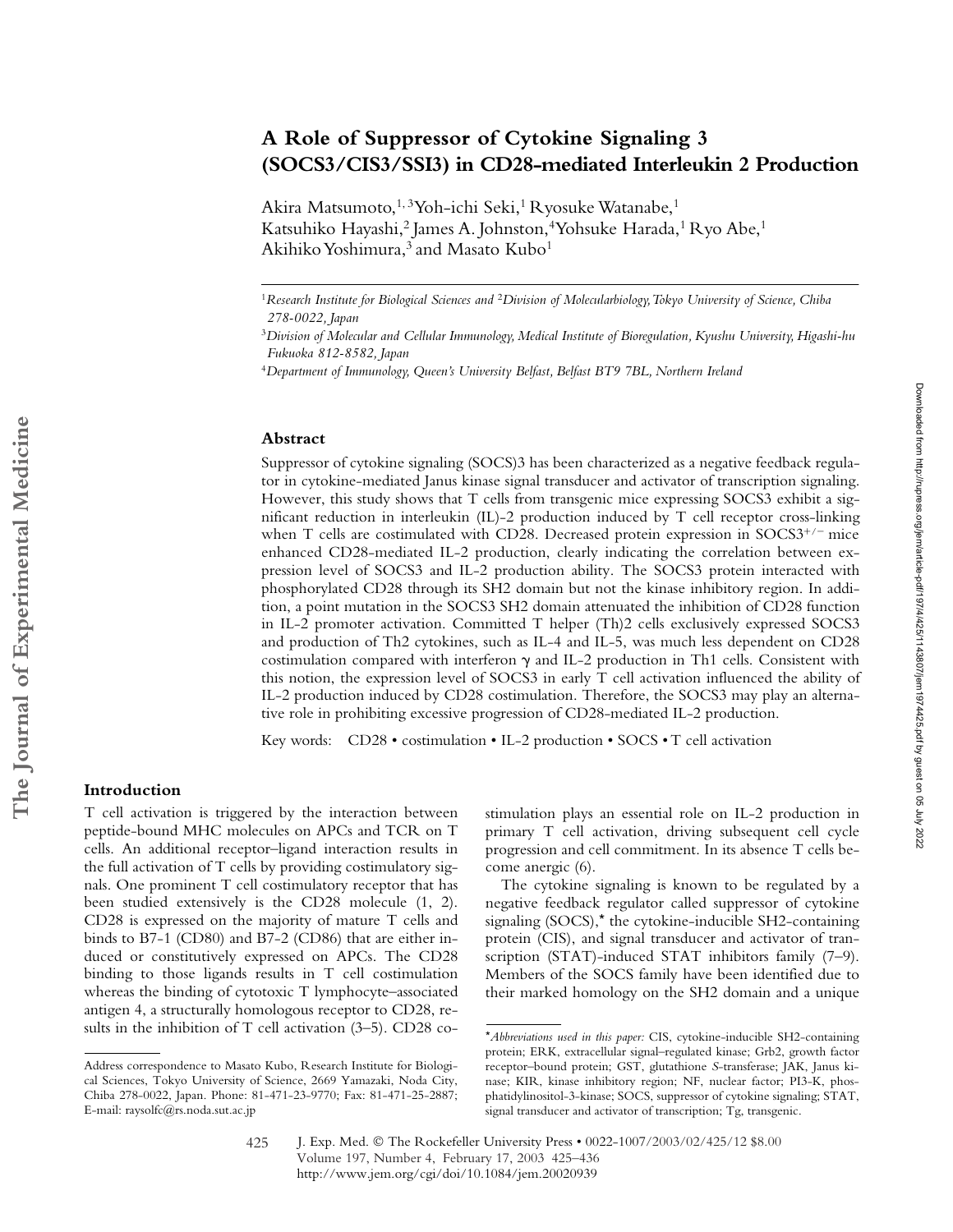# A Role of Suppressor of Cytokine Signaling 3 (SOCS3/CIS3/SSI3) in CD28-mediated Interleukin 2 Production

Akira Matsumoto,[1,3] Yoh-ichi Seki,[1] Ryosuke Watanabe,[1] Katsuhiko Hayashi,[2] James A. Johnston,[4] Yohsuke Harada,[1] Ryo Abe,[1] Akihiko Yoshimura,[3] and Masato Kubo[1]

[1]*Research Institute for Biological Sciences and* [2]*Division of Molecularbiology, Tokyo University of Science, Chiba 278-0022, Japan*

[3]*Division of Molecular and Cellular Immunology, Medical Institute of Bioregulation, Kyushu University, Higashi-hu Fukuoka 812-8582, Japan*

[4]*Department of Immunology, Queen's University Belfast, Belfast BT9 7BL, Northern Ireland*

## Abstract

Suppressor of cytokine signaling (SOCS)3 has been characterized as a negative feedback regulator in cytokine-mediated Janus kinase signal transducer and activator of transcription signaling. However, this study shows that T cells from transgenic mice expressing SOCS3 exhibit a significant reduction in interleukin (IL)-2 production induced by T cell receptor cross-linking when T cells are costimulated with CD28. Decreased protein expression in SOCS3$^{+/-}$ mice enhanced CD28-mediated IL-2 production, clearly indicating the correlation between expression level of SOCS3 and IL-2 production ability. The SOCS3 protein interacted with phosphorylated CD28 through its SH2 domain but not the kinase inhibitory region. In addition, a point mutation in the SOCS3 SH2 domain attenuated the inhibition of CD28 function in IL-2 promoter activation. Committed T helper (Th)2 cells exclusively expressed SOCS3 and production of Th2 cytokines, such as IL-4 and IL-5, was much less dependent on CD28 costimulation compared with interferon γ and IL-2 production in Th1 cells. Consistent with this notion, the expression level of SOCS3 in early T cell activation influenced the ability of IL-2 production induced by CD28 costimulation. Therefore, the SOCS3 may play an alternative role in prohibiting excessive progression of CD28-mediated IL-2 production.

Key words: CD28 • costimulation • IL-2 production • SOCS • T cell activation

## Introduction

T cell activation is triggered by the interaction between peptide-bound MHC molecules on APCs and TCR on T cells. An additional receptor–ligand interaction results in the full activation of T cells by providing costimulatory signals. One prominent T cell costimulatory receptor that has been studied extensively is the CD28 molecule (1, 2). CD28 is expressed on the majority of mature T cells and binds to B7-1 (CD80) and B7-2 (CD86) that are either induced or constitutively expressed on APCs. The CD28 binding to those ligands results in T cell costimulation whereas the binding of cytotoxic T lymphocyte–associated antigen 4, a structurally homologous receptor to CD28, results in the inhibition of T cell activation (3–5). CD28 costimulation plays an essential role on IL-2 production in primary T cell activation, driving subsequent cell cycle progression and cell commitment. In its absence T cells become anergic (6).

The cytokine signaling is known to be regulated by a negative feedback regulator called suppressor of cytokine signaling (SOCS),* the cytokine-inducible SH2-containing protein (CIS), and signal transducer and activator of transcription (STAT)-induced STAT inhibitors family (7–9). Members of the SOCS family have been identified due to their marked homology on the SH2 domain and a unique

Address correspondence to Masato Kubo, Research Institute for Biological Sciences, Tokyo University of Science, 2669 Yamazaki, Noda City, Chiba 278-0022, Japan. Phone: 81-471-23-9770; Fax: 81-471-25-2887; E-mail: raysolfc@rs.noda.sut.ac.jp

**Abbreviations used in this paper:* CIS, cytokine-inducible SH2-containing protein; ERK, extracellular signal–regulated kinase; Grb2, growth factor receptor–bound protein; GST, glutathione *S*-transferase; JAK, Janus kinase; KIR, kinase inhibitory region; NF, nuclear factor; PI3-K, phosphatidylinositol-3-kinase; SOCS, suppressor of cytokine signaling; STAT, signal transducer and activator of transcription; Tg, transgenic.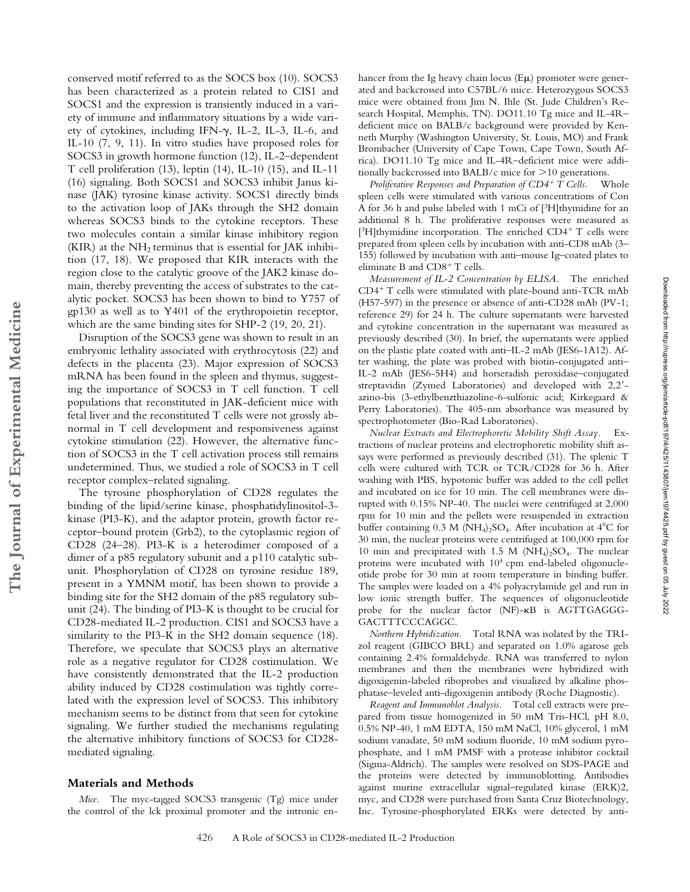conserved motif referred to as the SOCS box (10). SOCS3 has been characterized as a protein related to CIS1 and SOCS1 and the expression is transiently induced in a variety of immune and inflammatory situations by a wide variety of cytokines, including IFN-γ, IL-2, IL-3, IL-6, and IL-10 (7, 9, 11). In vitro studies have proposed roles for SOCS3 in growth hormone function (12), IL-2–dependent T cell proliferation (13), leptin (14), IL-10 (15), and IL-11 (16) signaling. Both SOCS1 and SOCS3 inhibit Janus kinase (JAK) tyrosine kinase activity. SOCS1 directly binds to the activation loop of JAKs through the SH2 domain whereas SOCS3 binds to the cytokine receptors. These two molecules contain a similar kinase inhibitory region (KIR) at the $NH_2$ terminus that is essential for JAK inhibition (17, 18). We proposed that KIR interacts with the region close to the catalytic groove of the JAK2 kinase domain, thereby preventing the access of substrates to the catalytic pocket. SOCS3 has been shown to bind to Y757 of gp130 as well as to Y401 of the erythropoietin receptor, which are the same binding sites for SHP-2 (19, 20, 21).

Disruption of the SOCS3 gene was shown to result in an embryonic lethality associated with erythrocytosis (22) and defects in the placenta (23). Major expression of SOCS3 mRNA has been found in the spleen and thymus, suggesting the importance of SOCS3 in T cell function. T cell populations that reconstituted in JAK-deficient mice with fetal liver and the reconstituted T cells were not grossly abnormal in T cell development and responsiveness against cytokine stimulation (22). However, the alternative function of SOCS3 in the T cell activation process still remains undetermined. Thus, we studied a role of SOCS3 in T cell receptor complex–related signaling.

The tyrosine phosphorylation of CD28 regulates the binding of the lipid/serine kinase, phosphatidylinositol-3-kinase (PI3-K), and the adaptor protein, growth factor receptor–bound protein (Grb2), to the cytoplasmic region of CD28 (24–28). PI3-K is a heterodimer composed of a dimer of a p85 regulatory subunit and a p110 catalytic subunit. Phosphorylation of CD28 on tyrosine residue 189, present in a YMNM motif, has been shown to provide a binding site for the SH2 domain of the p85 regulatory subunit (24). The binding of PI3-K is thought to be crucial for CD28-mediated IL-2 production. CIS1 and SOCS3 have a similarity to the PI3-K in the SH2 domain sequence (18). Therefore, we speculate that SOCS3 plays an alternative role as a negative regulator for CD28 costimulation. We have consistently demonstrated that the IL-2 production ability induced by CD28 costimulation was tightly correlated with the expression level of SOCS3. This inhibitory mechanism seems to be distinct from that seen for cytokine signaling. We further studied the mechanisms regulating the alternative inhibitory functions of SOCS3 for CD28-mediated signaling.

## Materials and Methods

*Mice.* The myc-tagged SOCS3 transgenic (Tg) mice under the control of the lck proximal promoter and the intronic enhancer from the Ig heavy chain locus (Eμ) promoter were generated and backcrossed into C57BL/6 mice. Heterozygous SOCS3 mice were obtained from Jim N. Ihle (St. Jude Children's Research Hospital, Memphis, TN). DO11.10 Tg mice and IL-4R–deficient mice on BALB/c background were provided by Kenneth Murphy (Washington University, St. Louis, MO) and Frank Brombacher (University of Cape Town, Cape Town, South Africa). DO11.10 Tg mice and IL-4R–deficient mice were additionally backcrossed into BALB/c mice for >10 generations.

*Proliferative Responses and Preparation of $CD4^+$ T Cells.* Whole spleen cells were stimulated with various concentrations of Con A for 36 h and pulse labeled with 1 mCi of [$^3$H]thymidine for an additional 8 h. The proliferative responses were measured as [$^3$H]thymidine incorporation. The enriched $CD4^+$ T cells were prepared from spleen cells by incubation with anti-CD8 mAb (3–155) followed by incubation with anti–mouse Ig–coated plates to eliminate B and $CD8^+$ T cells.

*Measurement of IL-2 Concentration by ELISA.* The enriched $CD4^+$ T cells were stimulated with plate-bound anti-TCR mAb (H57-597) in the presence or absence of anti-CD28 mAb (PV-1; reference 29) for 24 h. The culture supernatants were harvested and cytokine concentration in the supernatant was measured as previously described (30). In brief, the supernatants were applied on the plastic plate coated with anti–IL-2 mAb (JES6-1A12). After washing, the plate was probed with biotin-conjugated anti–IL-2 mAb (JES6-5H4) and horseradish peroxidase–conjugated streptavidin (Zymed Laboratories) and developed with 2,2′-azino-bis (3-ethylbenzthiazoline-6-sulfonic acid; Kirkegaard & Perry Laboratories). The 405-nm absorbance was measured by spectrophotometer (Bio-Rad Laboratories).

*Nuclear Extracts and Electrophoretic Mobility Shift Assay.* Extractions of nuclear proteins and electrophoretic mobility shift assays were performed as previously described (31). The splenic T cells were cultured with TCR or TCR/CD28 for 36 h. After washing with PBS, hypotonic buffer was added to the cell pellet and incubated on ice for 10 min. The cell membranes were disrupted with 0.15% NP-40. The nuclei were centrifuged at 2,000 rpm for 10 min and the pellets were resuspended in extraction buffer containing 0.3 M $(NH_4)_2SO_4$. After incubation at 4°C for 30 min, the nuclear proteins were centrifuged at 100,000 rpm for 10 min and precipitated with 1.5 M $(NH_4)_2SO_4$. The nuclear proteins were incubated with $10^4$ cpm end-labeled oligonucleotide probe for 30 min at room temperature in binding buffer. The samples were loaded on a 4% polyacrylamide gel and run in low ionic strength buffer. The sequences of oligonucleotide probe for the nuclear factor (NF)-κB is AGTTGAGGG-GACTTTCCCAGGC.

*Northern Hybridization.* Total RNA was isolated by the TRIzol reagent (GIBCO BRL) and separated on 1.0% agarose gels containing 2.4% formaldehyde. RNA was transferred to nylon membranes and then the membranes were hybridized with digoxigenin-labeled riboprobes and visualized by alkaline phosphatase–leveled anti-digoxigenin antibody (Roche Diagnostic).

*Reagent and Immunoblot Analysis.* Total cell extracts were prepared from tissue homogenized in 50 mM Tris-HCl, pH 8.0, 0.5% NP-40, 1 mM EDTA, 150 mM NaCl, 10% glycerol, 1 mM sodium vanadate, 50 mM sodium fluoride, 10 mM sodium pyrophosphate, and 1 mM PMSF with a protease inhibitor cocktail (Sigma-Aldrich). The samples were resolved on SDS-PAGE and the proteins were detected by immunoblotting. Antibodies against murine extracellular signal–regulated kinase (ERK)2, myc, and CD28 were purchased from Santa Cruz Biotechnology, Inc. Tyrosine-phosphorylated ERKs were detected by anti-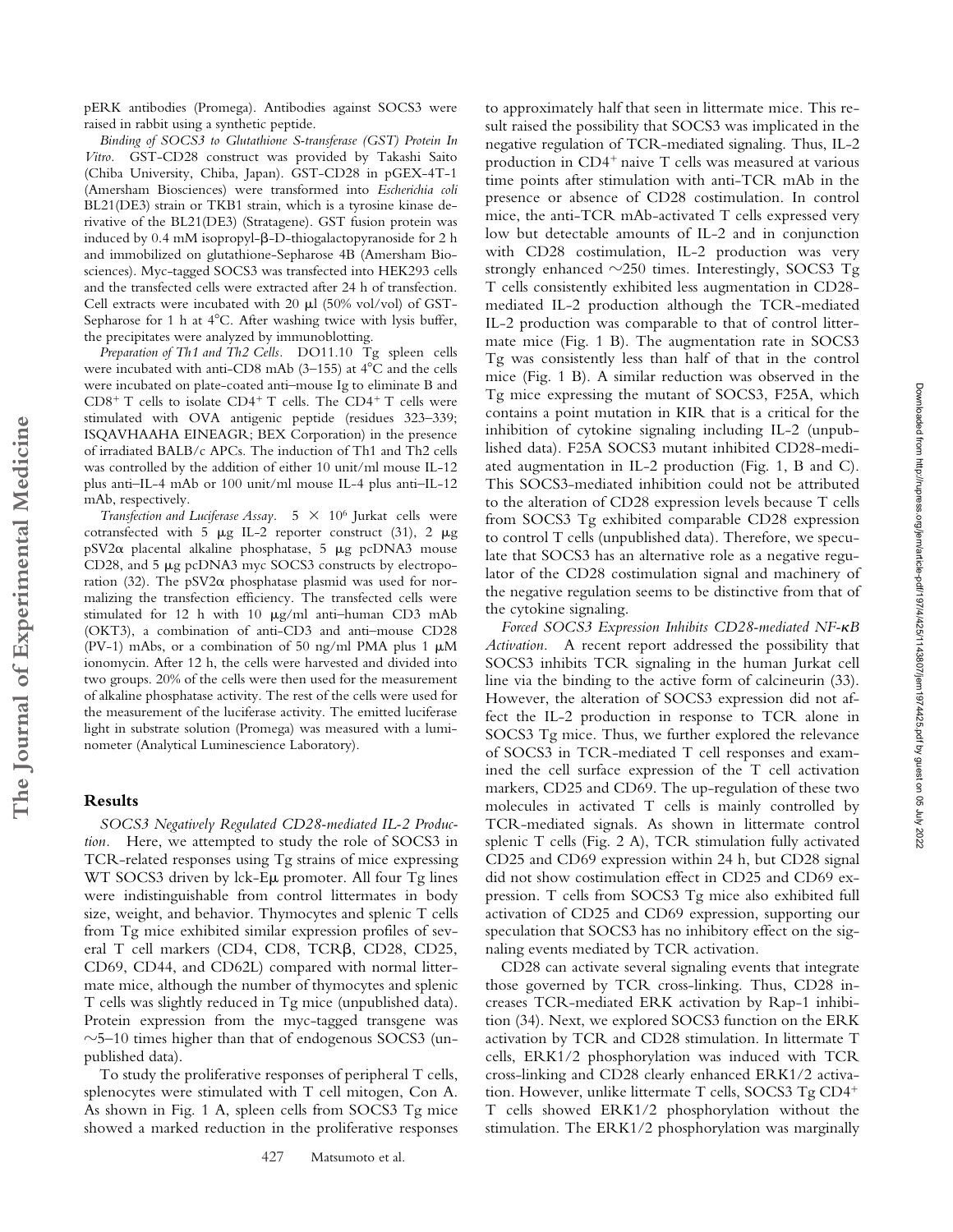pERK antibodies (Promega). Antibodies against SOCS3 were raised in rabbit using a synthetic peptide.

*Binding of SOCS3 to Glutathione S-transferase (GST) Protein In Vitro.* GST-CD28 construct was provided by Takashi Saito (Chiba University, Chiba, Japan). GST-CD28 in pGEX-4T-1 (Amersham Biosciences) were transformed into *Escherichia coli* BL21(DE3) strain or TKB1 strain, which is a tyrosine kinase derivative of the BL21(DE3) (Stratagene). GST fusion protein was induced by 0.4 mM isopropyl-β-D-thiogalactopyranoside for 2 h and immobilized on glutathione-Sepharose 4B (Amersham Biosciences). Myc-tagged SOCS3 was transfected into HEK293 cells and the transfected cells were extracted after 24 h of transfection. Cell extracts were incubated with 20 μl (50% vol/vol) of GST-Sepharose for 1 h at 4°C. After washing twice with lysis buffer, the precipitates were analyzed by immunoblotting.

*Preparation of Th1 and Th2 Cells.* DO11.10 Tg spleen cells were incubated with anti-CD8 mAb (3–155) at 4°C and the cells were incubated on plate-coated anti–mouse Ig to eliminate B and $CD8^+$ T cells to isolate $CD4^+$ T cells. The $CD4^+$ T cells were stimulated with OVA antigenic peptide (residues 323–339; ISQAVHAAHA EINEAGR; BEX Corporation) in the presence of irradiated BALB/c APCs. The induction of Th1 and Th2 cells was controlled by the addition of either 10 unit/ml mouse IL-12 plus anti–IL-4 mAb or 100 unit/ml mouse IL-4 plus anti–IL-12 mAb, respectively.

*Transfection and Luciferase Assay.* $5 \times 10^6$ Jurkat cells were cotransfected with 5 μg IL-2 reporter construct (31), 2 μg pSV2α placental alkaline phosphatase, 5 μg pcDNA3 mouse CD28, and 5 μg pcDNA3 myc SOCS3 constructs by electroporation (32). The pSV2α phosphatase plasmid was used for normalizing the transfection efficiency. The transfected cells were stimulated for 12 h with 10 μg/ml anti–human CD3 mAb (OKT3), a combination of anti-CD3 and anti–mouse CD28 (PV-1) mAbs, or a combination of 50 ng/ml PMA plus 1 μM ionomycin. After 12 h, the cells were harvested and divided into two groups. 20% of the cells were then used for the measurement of alkaline phosphatase activity. The rest of the cells were used for the measurement of the luciferase activity. The emitted luciferase light in substrate solution (Promega) was measured with a luminometer (Analytical Luminescience Laboratory).

## Results

*SOCS3 Negatively Regulated CD28-mediated IL-2 Production.* Here, we attempted to study the role of SOCS3 in TCR-related responses using Tg strains of mice expressing WT SOCS3 driven by lck-Eμ promoter. All four Tg lines were indistinguishable from control littermates in body size, weight, and behavior. Thymocytes and splenic T cells from Tg mice exhibited similar expression profiles of several T cell markers (CD4, CD8, TCRβ, CD28, CD25, CD69, CD44, and CD62L) compared with normal littermate mice, although the number of thymocytes and splenic T cells was slightly reduced in Tg mice (unpublished data). Protein expression from the myc-tagged transgene was ~5–10 times higher than that of endogenous SOCS3 (unpublished data).

To study the proliferative responses of peripheral T cells, splenocytes were stimulated with T cell mitogen, Con A. As shown in Fig. 1 A, spleen cells from SOCS3 Tg mice showed a marked reduction in the proliferative responses to approximately half that seen in littermate mice. This result raised the possibility that SOCS3 was implicated in the negative regulation of TCR-mediated signaling. Thus, IL-2 production in $CD4^+$ naive T cells was measured at various time points after stimulation with anti-TCR mAb in the presence or absence of CD28 costimulation. In control mice, the anti-TCR mAb-activated T cells expressed very low but detectable amounts of IL-2 and in conjunction with CD28 costimulation, IL-2 production was very strongly enhanced ~250 times. Interestingly, SOCS3 Tg T cells consistently exhibited less augmentation in CD28-mediated IL-2 production although the TCR-mediated IL-2 production was comparable to that of control littermate mice (Fig. 1 B). The augmentation rate in SOCS3 Tg was consistently less than half of that in the control mice (Fig. 1 B). A similar reduction was observed in the Tg mice expressing the mutant of SOCS3, F25A, which contains a point mutation in KIR that is a critical for the inhibition of cytokine signaling including IL-2 (unpublished data). F25A SOCS3 mutant inhibited CD28-mediated augmentation in IL-2 production (Fig. 1, B and C). This SOCS3-mediated inhibition could not be attributed to the alteration of CD28 expression levels because T cells from SOCS3 Tg exhibited comparable CD28 expression to control T cells (unpublished data). Therefore, we speculate that SOCS3 has an alternative role as a negative regulator of the CD28 costimulation signal and machinery of the negative regulation seems to be distinctive from that of the cytokine signaling.

*Forced SOCS3 Expression Inhibits CD28-mediated NF-κB Activation.* A recent report addressed the possibility that SOCS3 inhibits TCR signaling in the human Jurkat cell line via the binding to the active form of calcineurin (33). However, the alteration of SOCS3 expression did not affect the IL-2 production in response to TCR alone in SOCS3 Tg mice. Thus, we further explored the relevance of SOCS3 in TCR-mediated T cell responses and examined the cell surface expression of the T cell activation markers, CD25 and CD69. The up-regulation of these two molecules in activated T cells is mainly controlled by TCR-mediated signals. As shown in littermate control splenic T cells (Fig. 2 A), TCR stimulation fully activated CD25 and CD69 expression within 24 h, but CD28 signal did not show costimulation effect in CD25 and CD69 expression. T cells from SOCS3 Tg mice also exhibited full activation of CD25 and CD69 expression, supporting our speculation that SOCS3 has no inhibitory effect on the signaling events mediated by TCR activation.

CD28 can activate several signaling events that integrate those governed by TCR cross-linking. Thus, CD28 increases TCR-mediated ERK activation by Rap-1 inhibition (34). Next, we explored SOCS3 function on the ERK activation by TCR and CD28 stimulation. In littermate T cells, ERK1/2 phosphorylation was induced with TCR cross-linking and CD28 clearly enhanced ERK1/2 activation. However, unlike littermate T cells, SOCS3 Tg $CD4^+$ T cells showed ERK1/2 phosphorylation without the stimulation. The ERK1/2 phosphorylation was marginally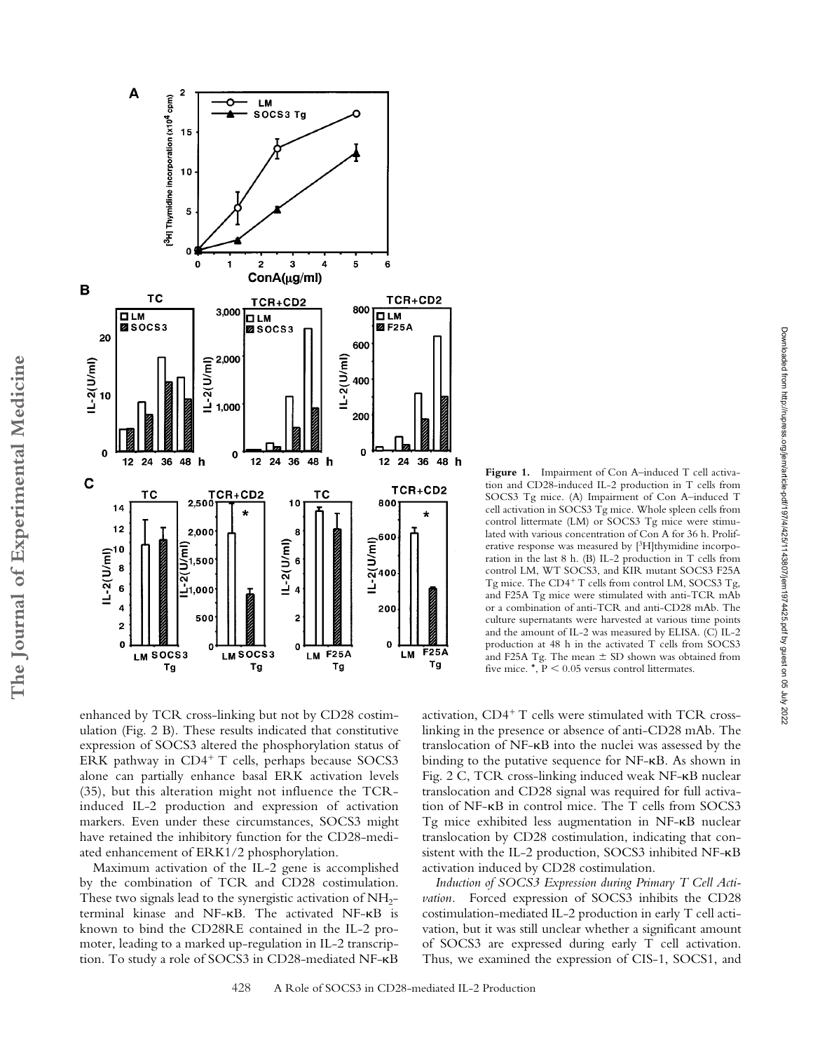**Figure 1.** Impairment of Con A–induced T cell activation and CD28-induced IL-2 production in T cells from SOCS3 Tg mice. (A) Impairment of Con A–induced T cell activation in SOCS3 Tg mice. Whole spleen cells from control littermate (LM) or SOCS3 Tg mice were stimulated with various concentration of Con A for 36 h. Proliferative response was measured by [$^3$H]thymidine incorporation in the last 8 h. (B) IL-2 production in T cells from control LM, WT SOCS3, and KIR mutant SOCS3 F25A Tg mice. The CD4$^+$ T cells from control LM, SOCS3 Tg, and F25A Tg mice were stimulated with anti-TCR mAb or a combination of anti-TCR and anti-CD28 mAb. The culture supernatants were harvested at various time points and the amount of IL-2 was measured by ELISA. (C) IL-2 production at 48 h in the activated T cells from SOCS3 and F25A Tg. The mean ± SD shown was obtained from five mice. *, $P < 0.05$ versus control littermates.

enhanced by TCR cross-linking but not by CD28 costimulation (Fig. 2 B). These results indicated that constitutive expression of SOCS3 altered the phosphorylation status of ERK pathway in CD4$^+$ T cells, perhaps because SOCS3 alone can partially enhance basal ERK activation levels (35), but this alteration might not influence the TCR-induced IL-2 production and expression of activation markers. Even under these circumstances, SOCS3 might have retained the inhibitory function for the CD28-mediated enhancement of ERK1/2 phosphorylation.

Maximum activation of the IL-2 gene is accomplished by the combination of TCR and CD28 costimulation. These two signals lead to the synergistic activation of $NH_2$-terminal kinase and NF-κB. The activated NF-κB is known to bind the CD28RE contained in the IL-2 promoter, leading to a marked up-regulation in IL-2 transcription. To study a role of SOCS3 in CD28-mediated NF-κB activation, CD4$^+$ T cells were stimulated with TCR cross-linking in the presence or absence of anti-CD28 mAb. The translocation of NF-κB into the nuclei was assessed by the binding to the putative sequence for NF-κB. As shown in Fig. 2 C, TCR cross-linking induced weak NF-κB nuclear translocation and CD28 signal was required for full activation of NF-κB in control mice. The T cells from SOCS3 Tg mice exhibited less augmentation in NF-κB nuclear translocation by CD28 costimulation, indicating that consistent with the IL-2 production, SOCS3 inhibited NF-κB activation induced by CD28 costimulation.

*Induction of SOCS3 Expression during Primary T Cell Activation.* Forced expression of SOCS3 inhibits the CD28 costimulation-mediated IL-2 production in early T cell activation, but it was still unclear whether a significant amount of SOCS3 are expressed during early T cell activation. Thus, we examined the expression of CIS-1, SOCS1, and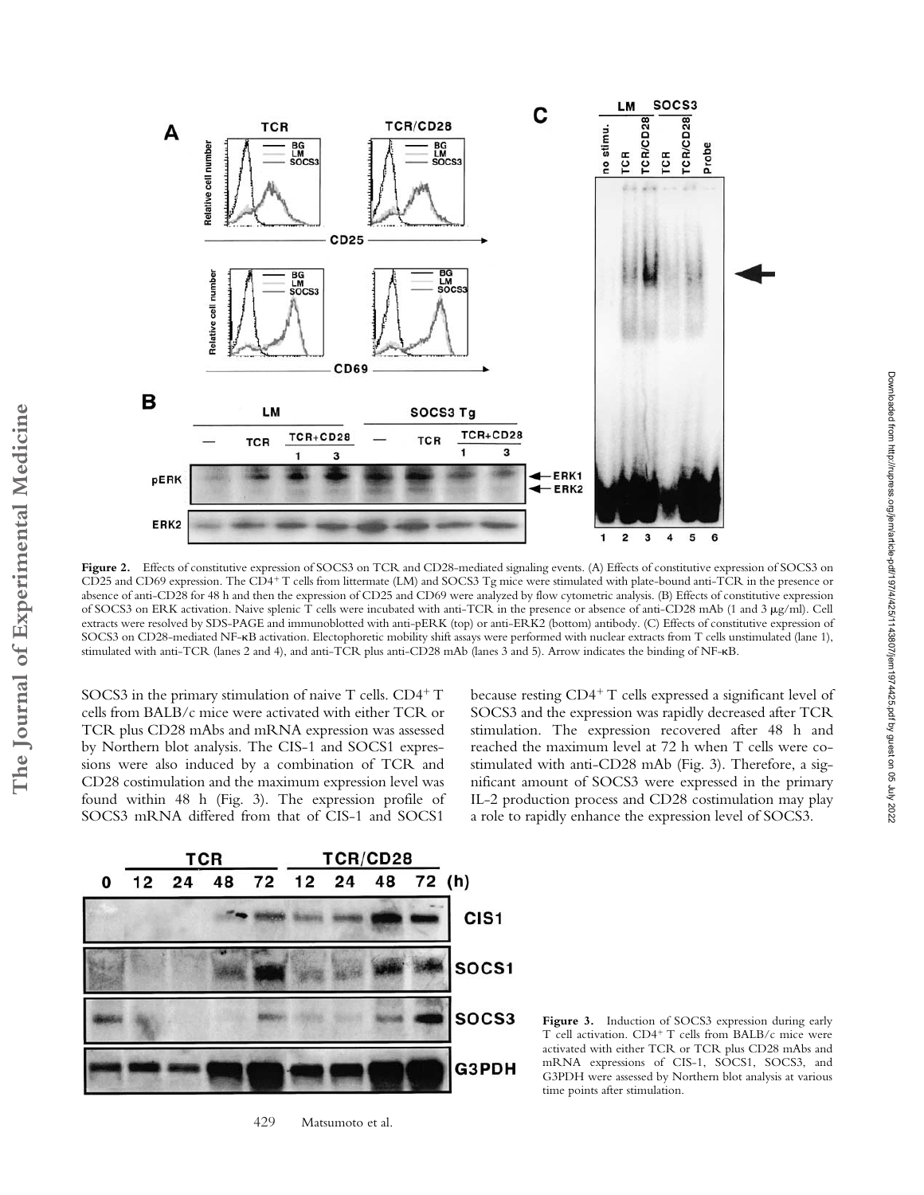**Figure 2.** Effects of constitutive expression of SOCS3 on TCR and CD28-mediated signaling events. (A) Effects of constitutive expression of SOCS3 on CD25 and CD69 expression. The $CD4^+$ T cells from littermate (LM) and SOCS3 Tg mice were stimulated with plate-bound anti-TCR in the presence or absence of anti-CD28 for 48 h and then the expression of CD25 and CD69 were analyzed by flow cytometric analysis. (B) Effects of constitutive expression of SOCS3 on ERK activation. Naive splenic T cells were incubated with anti-TCR in the presence or absence of anti-CD28 mAb (1 and 3 μg/ml). Cell extracts were resolved by SDS-PAGE and immunoblotted with anti-pERK (top) or anti-ERK2 (bottom) antibody. (C) Effects of constitutive expression of SOCS3 on CD28-mediated NF-κB activation. Electophoretic mobility shift assays were performed with nuclear extracts from T cells unstimulated (lane 1), stimulated with anti-TCR (lanes 2 and 4), and anti-TCR plus anti-CD28 mAb (lanes 3 and 5). Arrow indicates the binding of NF-κB.

SOCS3 in the primary stimulation of naive T cells. $CD4^+$ T cells from BALB/c mice were activated with either TCR or TCR plus CD28 mAbs and mRNA expression was assessed by Northern blot analysis. The CIS-1 and SOCS1 expressions were also induced by a combination of TCR and CD28 costimulation and the maximum expression level was found within 48 h (Fig. 3). The expression profile of SOCS3 mRNA differed from that of CIS-1 and SOCS1 because resting $CD4^+$ T cells expressed a significant level of SOCS3 and the expression was rapidly decreased after TCR stimulation. The expression recovered after 48 h and reached the maximum level at 72 h when T cells were costimulated with anti-CD28 mAb (Fig. 3). Therefore, a significant amount of SOCS3 were expressed in the primary IL-2 production process and CD28 costimulation may play a role to rapidly enhance the expression level of SOCS3.

**Figure 3.** Induction of SOCS3 expression during early T cell activation. $CD4^+$ T cells from BALB/c mice were activated with either TCR or TCR plus CD28 mAbs and mRNA expressions of CIS-1, SOCS1, SOCS3, and G3PDH were assessed by Northern blot analysis at various time points after stimulation.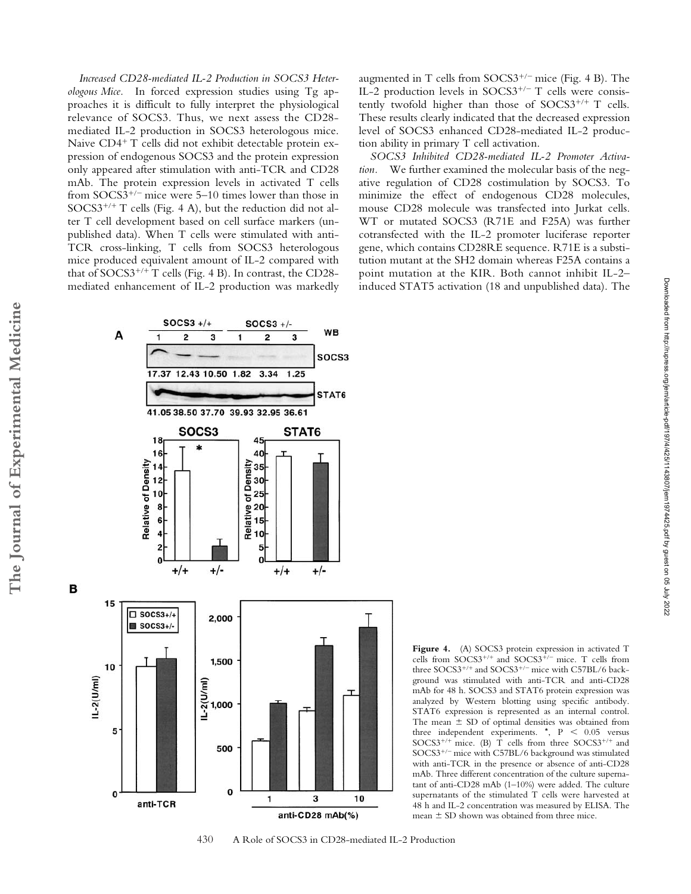*Increased CD28-mediated IL-2 Production in SOCS3 Heterologous Mice.* In forced expression studies using Tg approaches it is difficult to fully interpret the physiological relevance of SOCS3. Thus, we next assess the CD28-mediated IL-2 production in SOCS3 heterologous mice. Naive $CD4^+$ T cells did not exhibit detectable protein expression of endogenous SOCS3 and the protein expression only appeared after stimulation with anti-TCR and CD28 mAb. The protein expression levels in activated T cells from $SOCS3^{+/-}$ mice were 5–10 times lower than those in $SOCS3^{+/+}$ T cells (Fig. 4 A), but the reduction did not alter T cell development based on cell surface markers (unpublished data). When T cells were stimulated with anti-TCR cross-linking, T cells from SOCS3 heterologous mice produced equivalent amount of IL-2 compared with that of $SOCS3^{+/+}$ T cells (Fig. 4 B). In contrast, the CD28-mediated enhancement of IL-2 production was markedly augmented in T cells from $SOCS3^{+/-}$ mice (Fig. 4 B). The IL-2 production levels in $SOCS3^{+/-}$ T cells were consistently twofold higher than those of $SOCS3^{+/+}$ T cells. These results clearly indicated that the decreased expression level of SOCS3 enhanced CD28-mediated IL-2 production ability in primary T cell activation.

*SOCS3 Inhibited CD28-mediated IL-2 Promoter Activation.* We further examined the molecular basis of the negative regulation of CD28 costimulation by SOCS3. To minimize the effect of endogenous CD28 molecules, mouse CD28 molecule was transfected into Jurkat cells. WT or mutated SOCS3 (R71E and F25A) was further cotransfected with the IL-2 promoter luciferase reporter gene, which contains CD28RE sequence. R71E is a substitution mutant at the SH2 domain whereas F25A contains a point mutation at the KIR. Both cannot inhibit IL-2–induced STAT5 activation (18 and unpublished data). The

**Figure 4.** (A) SOCS3 protein expression in activated T cells from $SOCS3^{+/+}$ and $SOCS3^{+/-}$ mice. T cells from three $SOCS3^{+/+}$ and $SOCS3^{+/-}$ mice with C57BL/6 background was stimulated with anti-TCR and anti-CD28 mAb for 48 h. SOCS3 and STAT6 protein expression was analyzed by Western blotting using specific antibody. STAT6 expression is represented as an internal control. The mean ± SD of optimal densities was obtained from three independent experiments. *, $P < 0.05$ versus $SOCS3^{+/+}$ mice. (B) T cells from three $SOCS3^{+/+}$ and $SOCS3^{+/-}$ mice with C57BL/6 background was stimulated with anti-TCR in the presence or absence of anti-CD28 mAb. Three different concentration of the culture supernatant of anti-CD28 mAb (1–10%) were added. The culture supernatants of the stimulated T cells were harvested at 48 h and IL-2 concentration was measured by ELISA. The mean ± SD shown was obtained from three mice.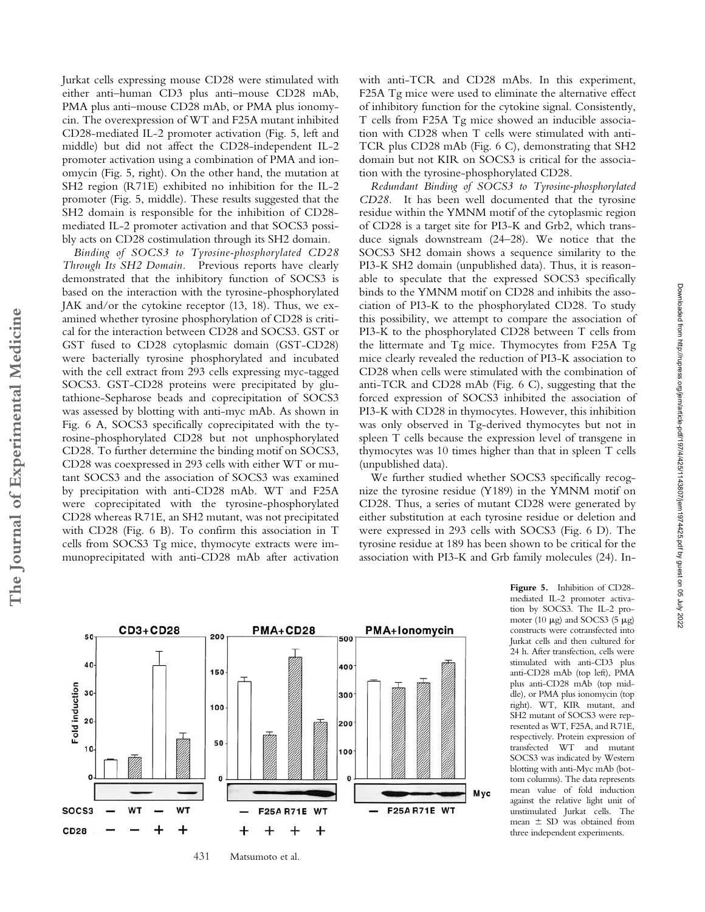Jurkat cells expressing mouse CD28 were stimulated with either anti–human CD3 plus anti–mouse CD28 mAb, PMA plus anti–mouse CD28 mAb, or PMA plus ionomycin. The overexpression of WT and F25A mutant inhibited CD28-mediated IL-2 promoter activation (Fig. 5, left and middle) but did not affect the CD28-independent IL-2 promoter activation using a combination of PMA and ionomycin (Fig. 5, right). On the other hand, the mutation at SH2 region (R71E) exhibited no inhibition for the IL-2 promoter (Fig. 5, middle). These results suggested that the SH2 domain is responsible for the inhibition of CD28-mediated IL-2 promoter activation and that SOCS3 possibly acts on CD28 costimulation through its SH2 domain.

*Binding of SOCS3 to Tyrosine-phosphorylated CD28 Through Its SH2 Domain.* Previous reports have clearly demonstrated that the inhibitory function of SOCS3 is based on the interaction with the tyrosine-phosphorylated JAK and/or the cytokine receptor (13, 18). Thus, we examined whether tyrosine phosphorylation of CD28 is critical for the interaction between CD28 and SOCS3. GST or GST fused to CD28 cytoplasmic domain (GST-CD28) were bacterially tyrosine phosphorylated and incubated with the cell extract from 293 cells expressing myc-tagged SOCS3. GST-CD28 proteins were precipitated by glutathione-Sepharose beads and coprecipitation of SOCS3 was assessed by blotting with anti-myc mAb. As shown in Fig. 6 A, SOCS3 specifically coprecipitated with the tyrosine-phosphorylated CD28 but not unphosphorylated CD28. To further determine the binding motif on SOCS3, CD28 was coexpressed in 293 cells with either WT or mutant SOCS3 and the association of SOCS3 was examined by precipitation with anti-CD28 mAb. WT and F25A were coprecipitated with the tyrosine-phosphorylated CD28 whereas R71E, an SH2 mutant, was not precipitated with CD28 (Fig. 6 B). To confirm this association in T cells from SOCS3 Tg mice, thymocyte extracts were immunoprecipitated with anti-CD28 mAb after activation with anti-TCR and CD28 mAbs. In this experiment, F25A Tg mice were used to eliminate the alternative effect of inhibitory function for the cytokine signal. Consistently, T cells from F25A Tg mice showed an inducible association with CD28 when T cells were stimulated with anti-TCR plus CD28 mAb (Fig. 6 C), demonstrating that SH2 domain but not KIR on SOCS3 is critical for the association with the tyrosine-phosphorylated CD28.

*Redundant Binding of SOCS3 to Tyrosine-phosphorylated CD28.* It has been well documented that the tyrosine residue within the YMNM motif of the cytoplasmic region of CD28 is a target site for PI3-K and Grb2, which transduce signals downstream (24–28). We notice that the SOCS3 SH2 domain shows a sequence similarity to the PI3-K SH2 domain (unpublished data). Thus, it is reasonable to speculate that the expressed SOCS3 specifically binds to the YMNM motif on CD28 and inhibits the association of PI3-K to the phosphorylated CD28. To study this possibility, we attempt to compare the association of PI3-K to the phosphorylated CD28 between T cells from the littermate and Tg mice. Thymocytes from F25A Tg mice clearly revealed the reduction of PI3-K association to CD28 when cells were stimulated with the combination of anti-TCR and CD28 mAb (Fig. 6 C), suggesting that the forced expression of SOCS3 inhibited the association of PI3-K with CD28 in thymocytes. However, this inhibition was only observed in Tg-derived thymocytes but not in spleen T cells because the expression level of transgene in thymocytes was 10 times higher than that in spleen T cells (unpublished data).

We further studied whether SOCS3 specifically recognize the tyrosine residue (Y189) in the YMNM motif on CD28. Thus, a series of mutant CD28 were generated by either substitution at each tyrosine residue or deletion and were expressed in 293 cells with SOCS3 (Fig. 6 D). The tyrosine residue at 189 has been shown to be critical for the association with PI3-K and Grb family molecules (24). In-

**Figure 5.** Inhibition of CD28-mediated IL-2 promoter activation by SOCS3. The IL-2 promoter (10 μg) and SOCS3 (5 μg) constructs were cotransfected into Jurkat cells and then cultured for 24 h. After transfection, cells were stimulated with anti-CD3 plus anti-CD28 mAb (top left), PMA plus anti-CD28 mAb (top middle), or PMA plus ionomycin (top right). WT, KIR mutant, and SH2 mutant of SOCS3 were represented as WT, F25A, and R71E, respectively. Protein expression of transfected WT and mutant SOCS3 was indicated by Western blotting with anti-Myc mAb (bottom columns). The data represents mean value of fold induction against the relative light unit of unstimulated Jurkat cells. The mean ± SD was obtained from three independent experiments.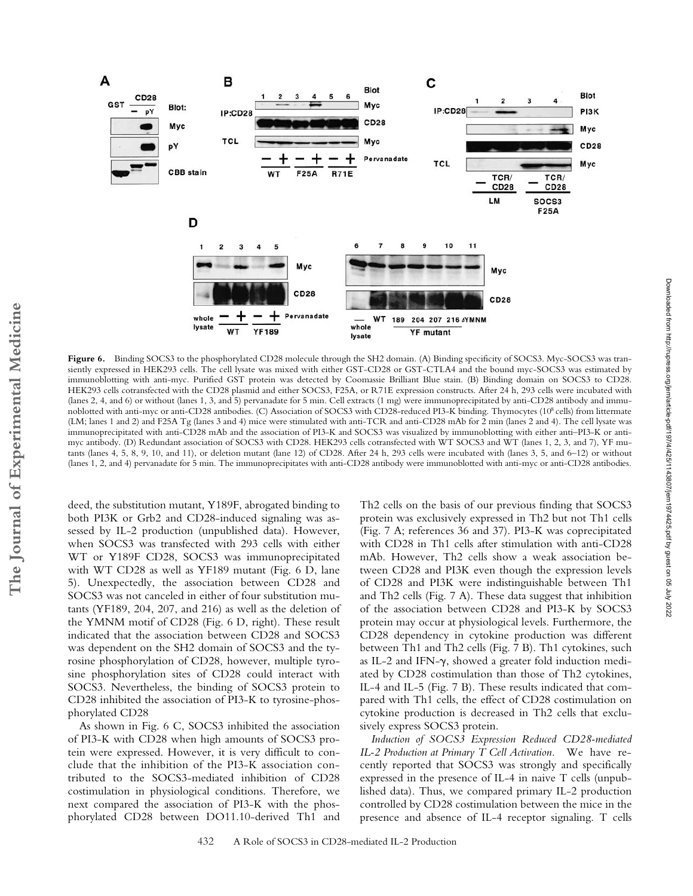**Figure 6.** Binding SOCS3 to the phosphorylated CD28 molecule through the SH2 domain. (A) Binding specificity of SOCS3. Myc-SOCS3 was transiently expressed in HEK293 cells. The cell lysate was mixed with either GST-CD28 or GST-CTLA4 and the bound myc-SOCS3 was estimated by immunoblotting with anti-myc. Purified GST protein was detected by Coomassie Brilliant Blue stain. (B) Binding domain on SOCS3 to CD28. HEK293 cells cotransfected with the CD28 plasmid and either SOCS3, F25A, or R71E expression constructs. After 24 h, 293 cells were incubated with (lanes 2, 4, and 6) or without (lanes 1, 3, and 5) pervanadate for 5 min. Cell extracts (1 mg) were immunoprecipitated by anti-CD28 antibody and immunoblotted with anti-myc or anti-CD28 antibodies. (C) Association of SOCS3 with CD28-reduced PI3-K binding. Thymocytes ($10^8$ cells) from littermate (LM; lanes 1 and 2) and F25A Tg (lanes 3 and 4) mice were stimulated with anti-TCR and anti-CD28 mAb for 2 min (lanes 2 and 4). The cell lysate was immunoprecipitated with anti-CD28 mAb and the association of PI3-K and SOCS3 was visualized by immunoblotting with either anti–PI3-K or anti-myc antibody. (D) Redundant association of SOCS3 with CD28. HEK293 cells cotransfected with WT SOCS3 and WT (lanes 1, 2, 3, and 7), YF mutants (lanes 4, 5, 8, 9, 10, and 11), or deletion mutant (lane 12) of CD28. After 24 h, 293 cells were incubated with (lanes 3, 5, and 6–12) or without (lanes 1, 2, and 4) pervanadate for 5 min. The immunoprecipitates with anti-CD28 antibody were immunoblotted with anti-myc or anti-CD28 antibodies.

deed, the substitution mutant, Y189F, abrogated binding to both PI3K or Grb2 and CD28-induced signaling was assessed by IL-2 production (unpublished data). However, when SOCS3 was transfected with 293 cells with either WT or Y189F CD28, SOCS3 was immunoprecipitated with WT CD28 as well as YF189 mutant (Fig. 6 D, lane 5). Unexpectedly, the association between CD28 and SOCS3 was not canceled in either of four substitution mutants (YF189, 204, 207, and 216) as well as the deletion of the YMNM motif of CD28 (Fig. 6 D, right). These result indicated that the association between CD28 and SOCS3 was dependent on the SH2 domain of SOCS3 and the tyrosine phosphorylation of CD28, however, multiple tyrosine phosphorylation sites of CD28 could interact with SOCS3. Nevertheless, the binding of SOCS3 protein to CD28 inhibited the association of PI3-K to tyrosine-phosphorylated CD28

As shown in Fig. 6 C, SOCS3 inhibited the association of PI3-K with CD28 when high amounts of SOCS3 protein were expressed. However, it is very difficult to conclude that the inhibition of the PI3-K association contributed to the SOCS3-mediated inhibition of CD28 costimulation in physiological conditions. Therefore, we next compared the association of PI3-K with the phosphorylated CD28 between DO11.10-derived Th1 and Th2 cells on the basis of our previous finding that SOCS3 protein was exclusively expressed in Th2 but not Th1 cells (Fig. 7 A; references 36 and 37). PI3-K was coprecipitated with CD28 in Th1 cells after stimulation with anti-CD28 mAb. However, Th2 cells show a weak association between CD28 and PI3K even though the expression levels of CD28 and PI3K were indistinguishable between Th1 and Th2 cells (Fig. 7 A). These data suggest that inhibition of the association between CD28 and PI3-K by SOCS3 protein may occur at physiological levels. Furthermore, the CD28 dependency in cytokine production was different between Th1 and Th2 cells (Fig. 7 B). Th1 cytokines, such as IL-2 and IFN-γ, showed a greater fold induction mediated by CD28 costimulation than those of Th2 cytokines, IL-4 and IL-5 (Fig. 7 B). These results indicated that compared with Th1 cells, the effect of CD28 costimulation on cytokine production is decreased in Th2 cells that exclusively express SOCS3 protein.

*Induction of SOCS3 Expression Reduced CD28-mediated IL-2 Production at Primary T Cell Activation.* We have recently reported that SOCS3 was strongly and specifically expressed in the presence of IL-4 in naive T cells (unpublished data). Thus, we compared primary IL-2 production controlled by CD28 costimulation between the mice in the presence and absence of IL-4 receptor signaling. T cells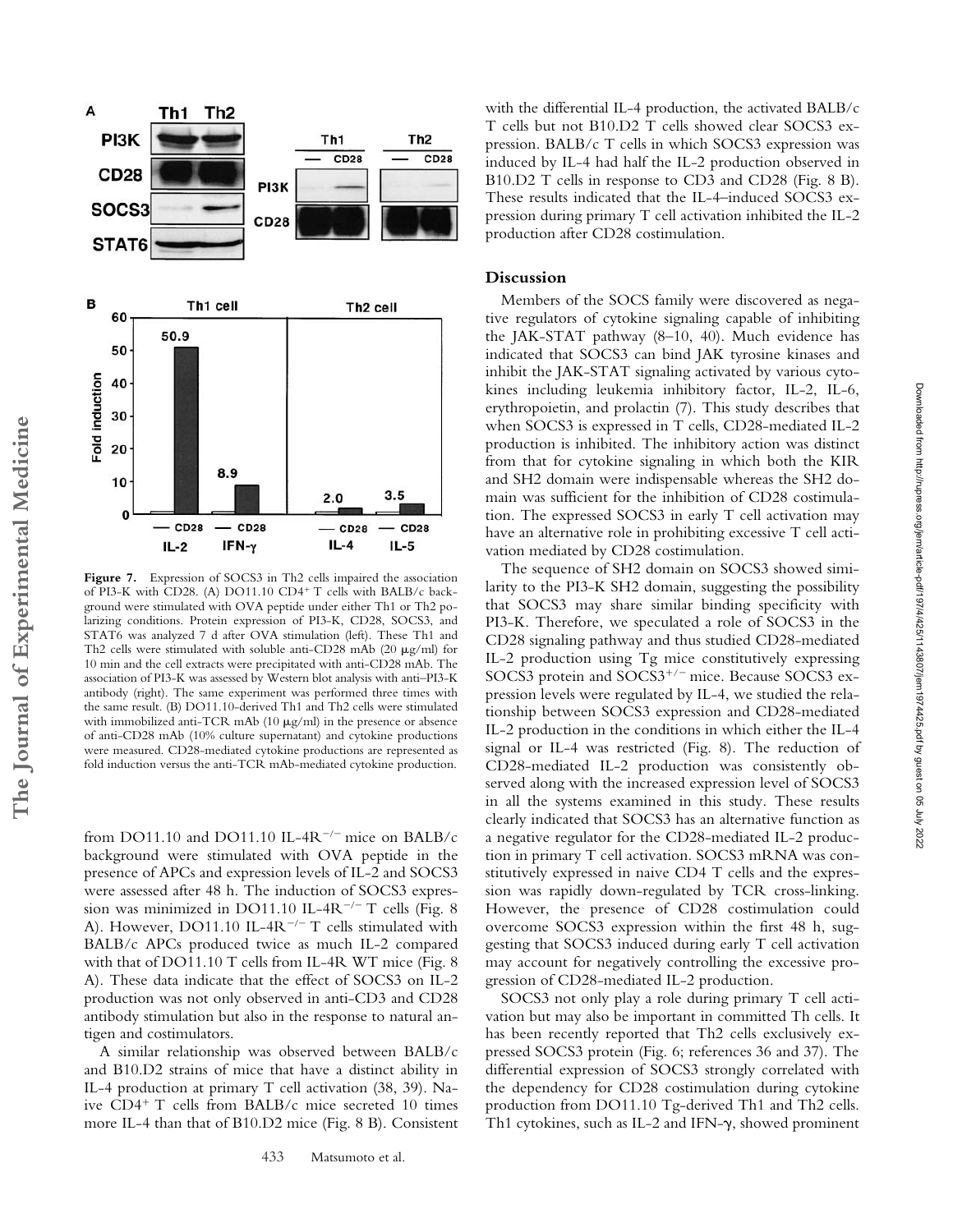**Figure 7.** Expression of SOCS3 in Th2 cells impaired the association of PI3-K with CD28. (A) DO11.10 CD4$^+$ T cells with BALB/c background were stimulated with OVA peptide under either Th1 or Th2 polarizing conditions. Protein expression of PI3-K, CD28, SOCS3, and STAT6 was analyzed 7 d after OVA stimulation (left). These Th1 and Th2 cells were stimulated with soluble anti-CD28 mAb (20 μg/ml) for 10 min and the cell extracts were precipitated with anti-CD28 mAb. The association of PI3-K was assessed by Western blot analysis with anti–PI3-K antibody (right). The same experiment was performed three times with the same result. (B) DO11.10-derived Th1 and Th2 cells were stimulated with immobilized anti-TCR mAb (10 μg/ml) in the presence or absence of anti-CD28 mAb (10% culture supernatant) and cytokine productions were measured. CD28-mediated cytokine productions are represented as fold induction versus the anti-TCR mAb-mediated cytokine production.

from DO11.10 and DO11.10 IL-4R$^{-/-}$ mice on BALB/c background were stimulated with OVA peptide in the presence of APCs and expression levels of IL-2 and SOCS3 were assessed after 48 h. The induction of SOCS3 expression was minimized in DO11.10 IL-4R$^{-/-}$ T cells (Fig. 8 A). However, DO11.10 IL-4R$^{-/-}$ T cells stimulated with BALB/c APCs produced twice as much IL-2 compared with that of DO11.10 T cells from IL-4R WT mice (Fig. 8 A). These data indicate that the effect of SOCS3 on IL-2 production was not only observed in anti-CD3 and CD28 antibody stimulation but also in the response to natural antigen and costimulators.

A similar relationship was observed between BALB/c and B10.D2 strains of mice that have a distinct ability in IL-4 production at primary T cell activation (38, 39). Naive CD4$^+$ T cells from BALB/c mice secreted 10 times more IL-4 than that of B10.D2 mice (Fig. 8 B). Consistent with the differential IL-4 production, the activated BALB/c T cells but not B10.D2 T cells showed clear SOCS3 expression. BALB/c T cells in which SOCS3 expression was induced by IL-4 had half the IL-2 production observed in B10.D2 T cells in response to CD3 and CD28 (Fig. 8 B). These results indicated that the IL-4–induced SOCS3 expression during primary T cell activation inhibited the IL-2 production after CD28 costimulation.

## Discussion

Members of the SOCS family were discovered as negative regulators of cytokine signaling capable of inhibiting the JAK-STAT pathway (8–10, 40). Much evidence has indicated that SOCS3 can bind JAK tyrosine kinases and inhibit the JAK-STAT signaling activated by various cytokines including leukemia inhibitory factor, IL-2, IL-6, erythropoietin, and prolactin (7). This study describes that when SOCS3 is expressed in T cells, CD28-mediated IL-2 production is inhibited. The inhibitory action was distinct from that for cytokine signaling in which both the KIR and SH2 domain were indispensable whereas the SH2 domain was sufficient for the inhibition of CD28 costimulation. The expressed SOCS3 in early T cell activation may have an alternative role in prohibiting excessive T cell activation mediated by CD28 costimulation.

The sequence of SH2 domain on SOCS3 showed similarity to the PI3-K SH2 domain, suggesting the possibility that SOCS3 may share similar binding specificity with PI3-K. Therefore, we speculated a role of SOCS3 in the CD28 signaling pathway and thus studied CD28-mediated IL-2 production using Tg mice constitutively expressing SOCS3 protein and SOCS3$^{+/-}$ mice. Because SOCS3 expression levels were regulated by IL-4, we studied the relationship between SOCS3 expression and CD28-mediated IL-2 production in the conditions in which either the IL-4 signal or IL-4 was restricted (Fig. 8). The reduction of CD28-mediated IL-2 production was consistently observed along with the increased expression level of SOCS3 in all the systems examined in this study. These results clearly indicated that SOCS3 has an alternative function as a negative regulator for the CD28-mediated IL-2 production in primary T cell activation. SOCS3 mRNA was constitutively expressed in naive CD4 T cells and the expression was rapidly down-regulated by TCR cross-linking. However, the presence of CD28 costimulation could overcome SOCS3 expression within the first 48 h, suggesting that SOCS3 induced during early T cell activation may account for negatively controlling the excessive progression of CD28-mediated IL-2 production.

SOCS3 not only play a role during primary T cell activation but may also be important in committed Th cells. It has been recently reported that Th2 cells exclusively expressed SOCS3 protein (Fig. 6; references 36 and 37). The differential expression of SOCS3 strongly correlated with the dependency for CD28 costimulation during cytokine production from DO11.10 Tg-derived Th1 and Th2 cells. Th1 cytokines, such as IL-2 and IFN-γ, showed prominent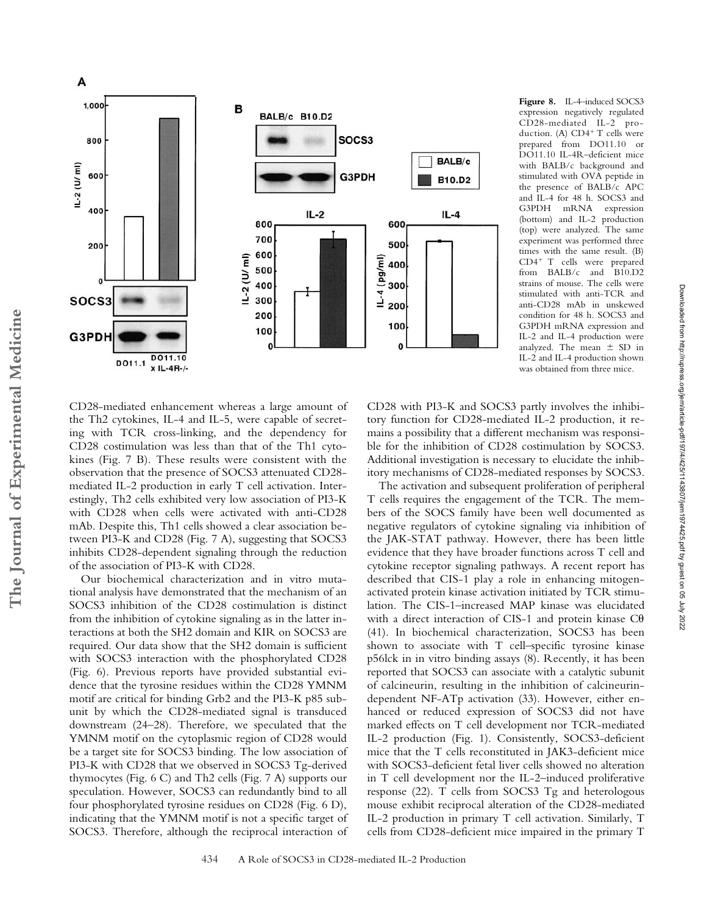**Figure 8.** IL-4–induced SOCS3 expression negatively regulated CD28-mediated IL-2 production. (A) CD4+ T cells were prepared from DO11.10 or DO11.10 IL-4R–deficient mice with BALB/c background and stimulated with OVA peptide in the presence of BALB/c APC and IL-4 for 48 h. SOCS3 and G3PDH mRNA expression (bottom) and IL-2 production (top) were analyzed. The same experiment was performed three times with the same result. (B) CD4+ T cells were prepared from BALB/c and B10.D2 strains of mouse. The cells were stimulated with anti-TCR and anti-CD28 mAb in unskewed condition for 48 h. SOCS3 and G3PDH mRNA expression and IL-2 and IL-4 production were analyzed. The mean ± SD in IL-2 and IL-4 production shown was obtained from three mice.

CD28-mediated enhancement whereas a large amount of the Th2 cytokines, IL-4 and IL-5, were capable of secreting with TCR cross-linking, and the dependency for CD28 costimulation was less than that of the Th1 cytokines (Fig. 7 B). These results were consistent with the observation that the presence of SOCS3 attenuated CD28-mediated IL-2 production in early T cell activation. Interestingly, Th2 cells exhibited very low association of PI3-K with CD28 when cells were activated with anti-CD28 mAb. Despite this, Th1 cells showed a clear association between PI3-K and CD28 (Fig. 7 A), suggesting that SOCS3 inhibits CD28-dependent signaling through the reduction of the association of PI3-K with CD28.

Our biochemical characterization and in vitro mutational analysis have demonstrated that the mechanism of an SOCS3 inhibition of the CD28 costimulation is distinct from the inhibition of cytokine signaling as in the latter interactions at both the SH2 domain and KIR on SOCS3 are required. Our data show that the SH2 domain is sufficient with SOCS3 interaction with the phosphorylated CD28 (Fig. 6). Previous reports have provided substantial evidence that the tyrosine residues within the CD28 YMNM motif are critical for binding Grb2 and the PI3-K p85 subunit by which the CD28-mediated signal is transduced downstream (24–28). Therefore, we speculated that the YMNM motif on the cytoplasmic region of CD28 would be a target site for SOCS3 binding. The low association of PI3-K with CD28 that we observed in SOCS3 Tg-derived thymocytes (Fig. 6 C) and Th2 cells (Fig. 7 A) supports our speculation. However, SOCS3 can redundantly bind to all four phosphorylated tyrosine residues on CD28 (Fig. 6 D), indicating that the YMNM motif is not a specific target of SOCS3. Therefore, although the reciprocal interaction of CD28 with PI3-K and SOCS3 partly involves the inhibitory function for CD28-mediated IL-2 production, it remains a possibility that a different mechanism was responsible for the inhibition of CD28 costimulation by SOCS3. Additional investigation is necessary to elucidate the inhibitory mechanisms of CD28-mediated responses by SOCS3.

The activation and subsequent proliferation of peripheral T cells requires the engagement of the TCR. The members of the SOCS family have been well documented as negative regulators of cytokine signaling via inhibition of the JAK-STAT pathway. However, there has been little evidence that they have broader functions across T cell and cytokine receptor signaling pathways. A recent report has described that CIS-1 play a role in enhancing mitogen-activated protein kinase activation initiated by TCR stimulation. The CIS-1–increased MAP kinase was elucidated with a direct interaction of CIS-1 and protein kinase Cθ (41). In biochemical characterization, SOCS3 has been shown to associate with T cell–specific tyrosine kinase p56lck in in vitro binding assays (8). Recently, it has been reported that SOCS3 can associate with a catalytic subunit of calcineurin, resulting in the inhibition of calcineurin-dependent NF-ATp activation (33). However, either enhanced or reduced expression of SOCS3 did not have marked effects on T cell development nor TCR-mediated IL-2 production (Fig. 1). Consistently, SOCS3-deficient mice that the T cells reconstituted in JAK3-deficient mice with SOCS3-deficient fetal liver cells showed no alteration in T cell development nor the IL-2–induced proliferative response (22). T cells from SOCS3 Tg and heterologous mouse exhibit reciprocal alteration of the CD28-mediated IL-2 production in primary T cell activation. Similarly, T cells from CD28-deficient mice impaired in the primary T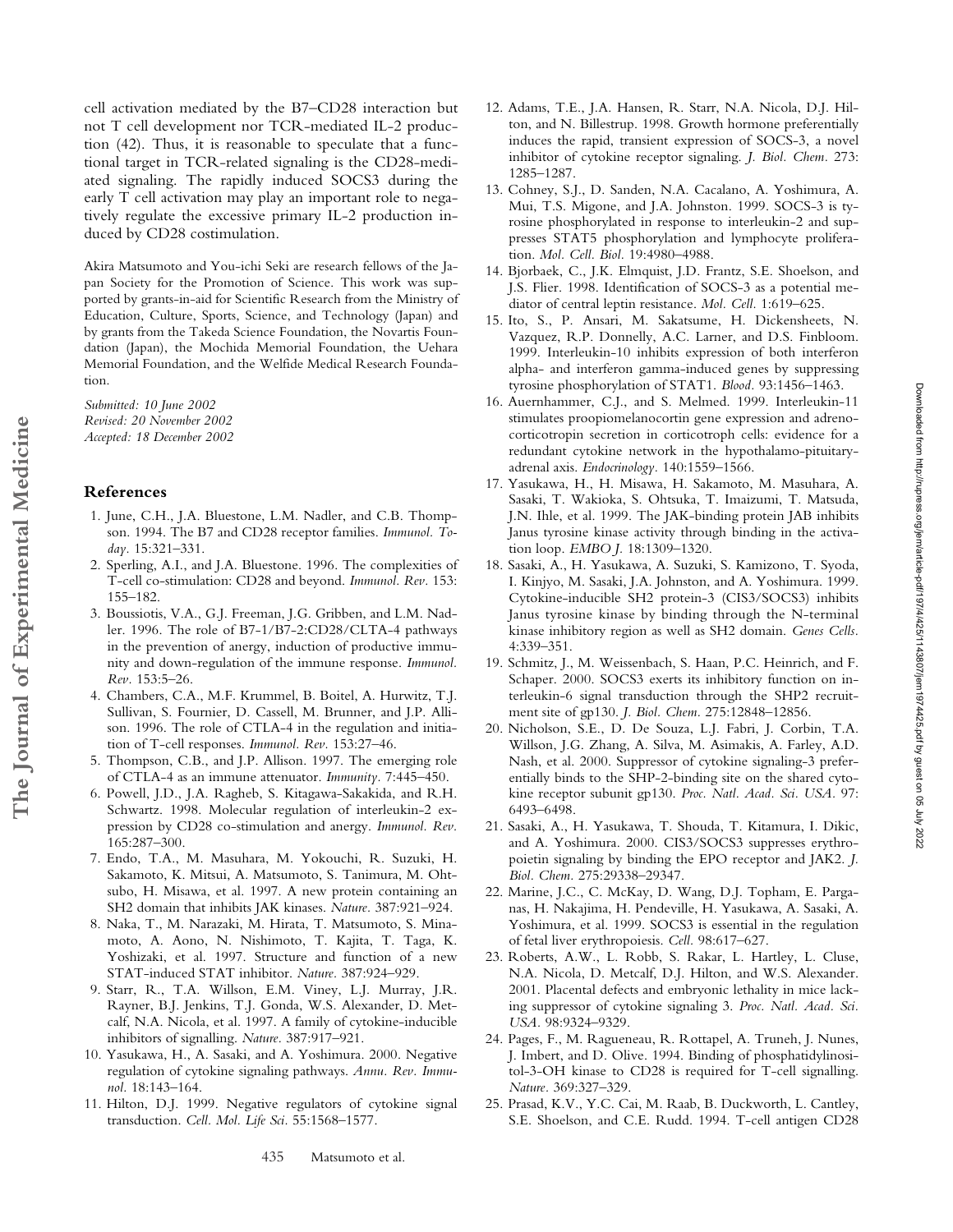cell activation mediated by the B7–CD28 interaction but not T cell development nor TCR-mediated IL-2 production (42). Thus, it is reasonable to speculate that a functional target in TCR-related signaling is the CD28-mediated signaling. The rapidly induced SOCS3 during the early T cell activation may play an important role to negatively regulate the excessive primary IL-2 production induced by CD28 costimulation.

Akira Matsumoto and You-ichi Seki are research fellows of the Japan Society for the Promotion of Science. This work was supported by grants-in-aid for Scientific Research from the Ministry of Education, Culture, Sports, Science, and Technology (Japan) and by grants from the Takeda Science Foundation, the Novartis Foundation (Japan), the Mochida Memorial Foundation, the Uehara Memorial Foundation, and the Welfide Medical Research Foundation.

*Submitted: 10 June 2002*
*Revised: 20 November 2002*
*Accepted: 18 December 2002*

## References

1. June, C.H., J.A. Bluestone, L.M. Nadler, and C.B. Thompson. 1994. The B7 and CD28 receptor families. *Immunol. Today.* 15:321–331.
2. Sperling, A.I., and J.A. Bluestone. 1996. The complexities of T-cell co-stimulation: CD28 and beyond. *Immunol. Rev.* 153:155–182.
3. Boussiotis, V.A., G.J. Freeman, J.G. Gribben, and L.M. Nadler. 1996. The role of B7-1/B7-2:CD28/CLTA-4 pathways in the prevention of anergy, induction of productive immunity and down-regulation of the immune response. *Immunol. Rev.* 153:5–26.
4. Chambers, C.A., M.F. Krummel, B. Boitel, A. Hurwitz, T.J. Sullivan, S. Fournier, D. Cassell, M. Brunner, and J.P. Allison. 1996. The role of CTLA-4 in the regulation and initiation of T-cell responses. *Immunol. Rev.* 153:27–46.
5. Thompson, C.B., and J.P. Allison. 1997. The emerging role of CTLA-4 as an immune attenuator. *Immunity.* 7:445–450.
6. Powell, J.D., J.A. Ragheb, S. Kitagawa-Sakakida, and R.H. Schwartz. 1998. Molecular regulation of interleukin-2 expression by CD28 co-stimulation and anergy. *Immunol. Rev.* 165:287–300.
7. Endo, T.A., M. Masuhara, M. Yokouchi, R. Suzuki, H. Sakamoto, K. Mitsui, A. Matsumoto, S. Tanimura, M. Ohtsubo, H. Misawa, et al. 1997. A new protein containing an SH2 domain that inhibits JAK kinases. *Nature.* 387:921–924.
8. Naka, T., M. Narazaki, M. Hirata, T. Matsumoto, S. Minamoto, A. Aono, N. Nishimoto, T. Kajita, T. Taga, K. Yoshizaki, et al. 1997. Structure and function of a new STAT-induced STAT inhibitor. *Nature.* 387:924–929.
9. Starr, R., T.A. Willson, E.M. Viney, L.J. Murray, J.R. Rayner, B.J. Jenkins, T.J. Gonda, W.S. Alexander, D. Metcalf, N.A. Nicola, et al. 1997. A family of cytokine-inducible inhibitors of signalling. *Nature.* 387:917–921.
10. Yasukawa, H., A. Sasaki, and A. Yoshimura. 2000. Negative regulation of cytokine signaling pathways. *Annu. Rev. Immunol.* 18:143–164.
11. Hilton, D.J. 1999. Negative regulators of cytokine signal transduction. *Cell. Mol. Life Sci.* 55:1568–1577.
12. Adams, T.E., J.A. Hansen, R. Starr, N.A. Nicola, D.J. Hilton, and N. Billestrup. 1998. Growth hormone preferentially induces the rapid, transient expression of SOCS-3, a novel inhibitor of cytokine receptor signaling. *J. Biol. Chem.* 273:1285–1287.
13. Cohney, S.J., D. Sanden, N.A. Cacalano, A. Yoshimura, A. Mui, T.S. Migone, and J.A. Johnston. 1999. SOCS-3 is tyrosine phosphorylated in response to interleukin-2 and suppresses STAT5 phosphorylation and lymphocyte proliferation. *Mol. Cell. Biol.* 19:4980–4988.
14. Bjorbaek, C., J.K. Elmquist, J.D. Frantz, S.E. Shoelson, and J.S. Flier. 1998. Identification of SOCS-3 as a potential mediator of central leptin resistance. *Mol. Cell.* 1:619–625.
15. Ito, S., P. Ansari, M. Sakatsume, H. Dickensheets, N. Vazquez, R.P. Donnelly, A.C. Larner, and D.S. Finbloom. 1999. Interleukin-10 inhibits expression of both interferon alpha- and interferon gamma-induced genes by suppressing tyrosine phosphorylation of STAT1. *Blood.* 93:1456–1463.
16. Auernhammer, C.J., and S. Melmed. 1999. Interleukin-11 stimulates proopiomelanocortin gene expression and adrenocorticotropin secretion in corticotroph cells: evidence for a redundant cytokine network in the hypothalamo-pituitary-adrenal axis. *Endocrinology.* 140:1559–1566.
17. Yasukawa, H., H. Misawa, H. Sakamoto, M. Masuhara, A. Sasaki, T. Wakioka, S. Ohtsuka, T. Imaizumi, T. Matsuda, J.N. Ihle, et al. 1999. The JAK-binding protein JAB inhibits Janus tyrosine kinase activity through binding in the activation loop. *EMBO J.* 18:1309–1320.
18. Sasaki, A., H. Yasukawa, A. Suzuki, S. Kamizono, T. Syoda, I. Kinjyo, M. Sasaki, J.A. Johnston, and A. Yoshimura. 1999. Cytokine-inducible SH2 protein-3 (CIS3/SOCS3) inhibits Janus tyrosine kinase by binding through the N-terminal kinase inhibitory region as well as SH2 domain. *Genes Cells.* 4:339–351.
19. Schmitz, J., M. Weissenbach, S. Haan, P.C. Heinrich, and F. Schaper. 2000. SOCS3 exerts its inhibitory function on interleukin-6 signal transduction through the SHP2 recruitment site of gp130. *J. Biol. Chem.* 275:12848–12856.
20. Nicholson, S.E., D. De Souza, L.J. Fabri, J. Corbin, T.A. Willson, J.G. Zhang, A. Silva, M. Asimakis, A. Farley, A.D. Nash, et al. 2000. Suppressor of cytokine signaling-3 preferentially binds to the SHP-2-binding site on the shared cytokine receptor subunit gp130. *Proc. Natl. Acad. Sci. USA.* 97:6493–6498.
21. Sasaki, A., H. Yasukawa, T. Shouda, T. Kitamura, I. Dikic, and A. Yoshimura. 2000. CIS3/SOCS3 suppresses erythropoietin signaling by binding the EPO receptor and JAK2. *J. Biol. Chem.* 275:29338–29347.
22. Marine, J.C., C. McKay, D. Wang, D.J. Topham, E. Parganas, H. Nakajima, H. Pendeville, H. Yasukawa, A. Sasaki, A. Yoshimura, et al. 1999. SOCS3 is essential in the regulation of fetal liver erythropoiesis. *Cell.* 98:617–627.
23. Roberts, A.W., L. Robb, S. Rakar, L. Hartley, L. Cluse, N.A. Nicola, D. Metcalf, D.J. Hilton, and W.S. Alexander. 2001. Placental defects and embryonic lethality in mice lacking suppressor of cytokine signaling 3. *Proc. Natl. Acad. Sci. USA.* 98:9324–9329.
24. Pages, F., M. Ragueneau, R. Rottapel, A. Truneh, J. Nunes, J. Imbert, and D. Olive. 1994. Binding of phosphatidylinositol-3-OH kinase to CD28 is required for T-cell signalling. *Nature.* 369:327–329.
25. Prasad, K.V., Y.C. Cai, M. Raab, B. Duckworth, L. Cantley, S.E. Shoelson, and C.E. Rudd. 1994. T-cell antigen CD28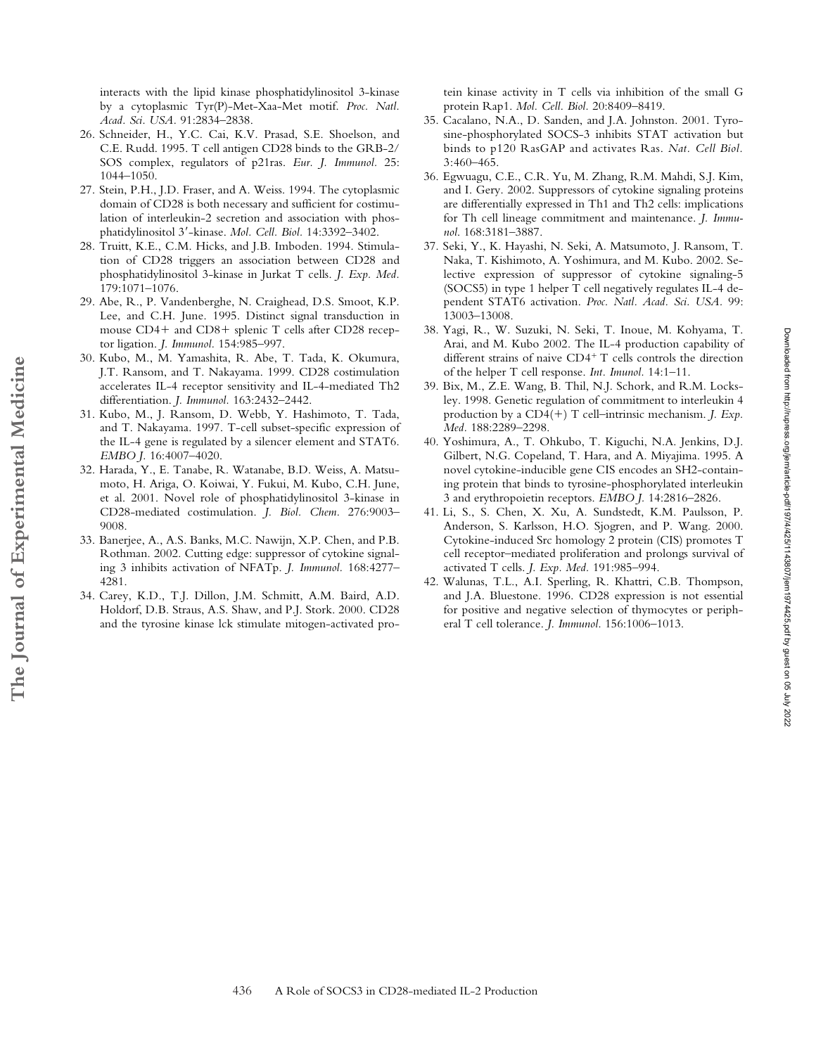interacts with the lipid kinase phosphatidylinositol 3-kinase by a cytoplasmic Tyr(P)-Met-Xaa-Met motif. *Proc. Natl. Acad. Sci. USA.* 91:2834–2838.

26. Schneider, H., Y.C. Cai, K.V. Prasad, S.E. Shoelson, and C.E. Rudd. 1995. T cell antigen CD28 binds to the GRB-2/SOS complex, regulators of p21ras. *Eur. J. Immunol.* 25:1044–1050.
27. Stein, P.H., J.D. Fraser, and A. Weiss. 1994. The cytoplasmic domain of CD28 is both necessary and sufficient for costimulation of interleukin-2 secretion and association with phosphatidylinositol 3′-kinase. *Mol. Cell. Biol.* 14:3392–3402.
28. Truitt, K.E., C.M. Hicks, and J.B. Imboden. 1994. Stimulation of CD28 triggers an association between CD28 and phosphatidylinositol 3-kinase in Jurkat T cells. *J. Exp. Med.* 179:1071–1076.
29. Abe, R., P. Vandenberghe, N. Craighead, D.S. Smoot, K.P. Lee, and C.H. June. 1995. Distinct signal transduction in mouse CD4+ and CD8+ splenic T cells after CD28 receptor ligation. *J. Immunol.* 154:985–997.
30. Kubo, M., M. Yamashita, R. Abe, T. Tada, K. Okumura, J.T. Ransom, and T. Nakayama. 1999. CD28 costimulation accelerates IL-4 receptor sensitivity and IL-4-mediated Th2 differentiation. *J. Immunol.* 163:2432–2442.
31. Kubo, M., J. Ransom, D. Webb, Y. Hashimoto, T. Tada, and T. Nakayama. 1997. T-cell subset-specific expression of the IL-4 gene is regulated by a silencer element and STAT6. *EMBO J.* 16:4007–4020.
32. Harada, Y., E. Tanabe, R. Watanabe, B.D. Weiss, A. Matsumoto, H. Ariga, O. Koiwai, Y. Fukui, M. Kubo, C.H. June, et al. 2001. Novel role of phosphatidylinositol 3-kinase in CD28-mediated costimulation. *J. Biol. Chem.* 276:9003–9008.
33. Banerjee, A., A.S. Banks, M.C. Nawijn, X.P. Chen, and P.B. Rothman. 2002. Cutting edge: suppressor of cytokine signaling 3 inhibits activation of NFATp. *J. Immunol.* 168:4277–4281.
34. Carey, K.D., T.J. Dillon, J.M. Schmitt, A.M. Baird, A.D. Holdorf, D.B. Straus, A.S. Shaw, and P.J. Stork. 2000. CD28 and the tyrosine kinase lck stimulate mitogen-activated protein kinase activity in T cells via inhibition of the small G protein Rap1. *Mol. Cell. Biol.* 20:8409–8419.
35. Cacalano, N.A., D. Sanden, and J.A. Johnston. 2001. Tyrosine-phosphorylated SOCS-3 inhibits STAT activation but binds to p120 RasGAP and activates Ras. *Nat. Cell Biol.* 3:460–465.
36. Egwuagu, C.E., C.R. Yu, M. Zhang, R.M. Mahdi, S.J. Kim, and I. Gery. 2002. Suppressors of cytokine signaling proteins are differentially expressed in Th1 and Th2 cells: implications for Th cell lineage commitment and maintenance. *J. Immunol.* 168:3181–3887.
37. Seki, Y., K. Hayashi, N. Seki, A. Matsumoto, J. Ransom, T. Naka, T. Kishimoto, A. Yoshimura, and M. Kubo. 2002. Selective expression of suppressor of cytokine signaling-5 (SOCS5) in type 1 helper T cell negatively regulates IL-4 dependent STAT6 activation. *Proc. Natl. Acad. Sci. USA.* 99:13003–13008.
38. Yagi, R., W. Suzuki, N. Seki, T. Inoue, M. Kohyama, T. Arai, and M. Kubo 2002. The IL-4 production capability of different strains of naive CD4+ T cells controls the direction of the helper T cell response. *Int. Imunol.* 14:1–11.
39. Bix, M., Z.E. Wang, B. Thil, N.J. Schork, and R.M. Locksley. 1998. Genetic regulation of commitment to interleukin 4 production by a CD4(+) T cell–intrinsic mechanism. *J. Exp. Med.* 188:2289–2298.
40. Yoshimura, A., T. Ohkubo, T. Kiguchi, N.A. Jenkins, D.J. Gilbert, N.G. Copeland, T. Hara, and A. Miyajima. 1995. A novel cytokine-inducible gene CIS encodes an SH2-containing protein that binds to tyrosine-phosphorylated interleukin 3 and erythropoietin receptors. *EMBO J.* 14:2816–2826.
41. Li, S., S. Chen, X. Xu, A. Sundstedt, K.M. Paulsson, P. Anderson, S. Karlsson, H.O. Sjogren, and P. Wang. 2000. Cytokine-induced Src homology 2 protein (CIS) promotes T cell receptor–mediated proliferation and prolongs survival of activated T cells. *J. Exp. Med.* 191:985–994.
42. Walunas, T.L., A.I. Sperling, R. Khattri, C.B. Thompson, and J.A. Bluestone. 1996. CD28 expression is not essential for positive and negative selection of thymocytes or peripheral T cell tolerance. *J. Immunol.* 156:1006–1013.